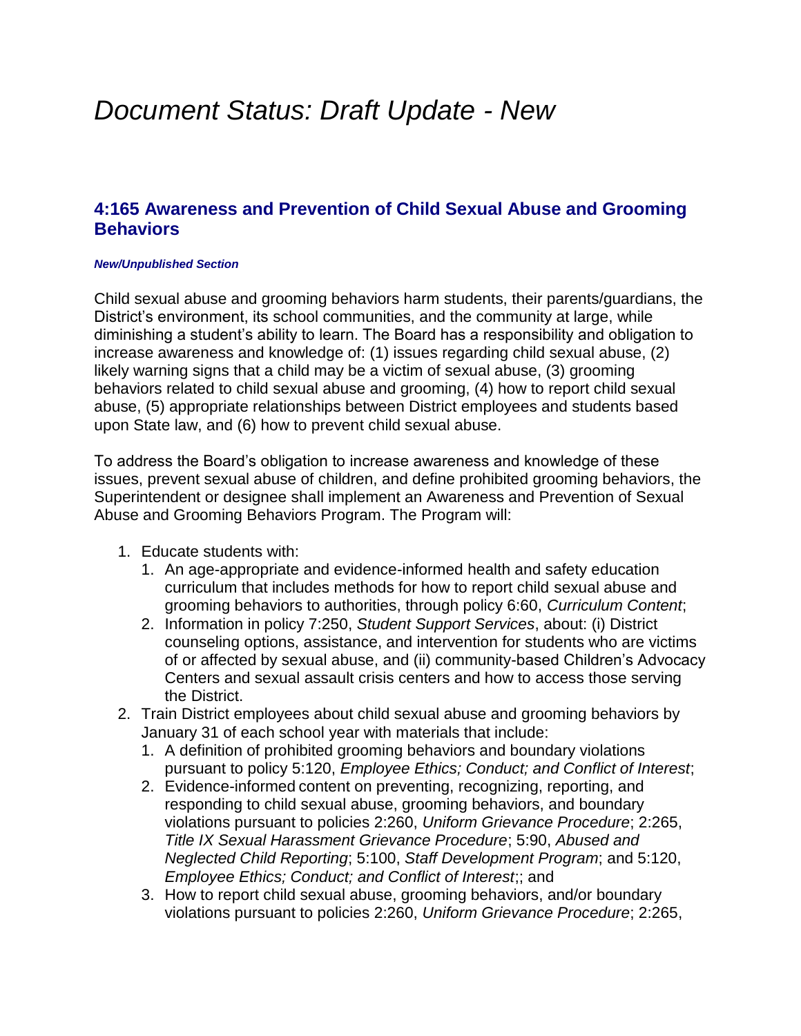# *Document Status: Draft Update - New*

## 4:165 Awareness and Prevention of Child Sexual Abuse and Grooming Behaviors

***New/Unpublished Section***

Child sexual abuse and grooming behaviors harm students, their parents/guardians, the District's environment, its school communities, and the community at large, while diminishing a student's ability to learn. The Board has a responsibility and obligation to increase awareness and knowledge of: (1) issues regarding child sexual abuse, (2) likely warning signs that a child may be a victim of sexual abuse, (3) grooming behaviors related to child sexual abuse and grooming, (4) how to report child sexual abuse, (5) appropriate relationships between District employees and students based upon State law, and (6) how to prevent child sexual abuse.

To address the Board's obligation to increase awareness and knowledge of these issues, prevent sexual abuse of children, and define prohibited grooming behaviors, the Superintendent or designee shall implement an Awareness and Prevention of Sexual Abuse and Grooming Behaviors Program. The Program will:

1. Educate students with:
   1. An age-appropriate and evidence-informed health and safety education curriculum that includes methods for how to report child sexual abuse and grooming behaviors to authorities, through policy 6:60, *Curriculum Content*;
   2. Information in policy 7:250, *Student Support Services*, about: (i) District counseling options, assistance, and intervention for students who are victims of or affected by sexual abuse, and (ii) community-based Children's Advocacy Centers and sexual assault crisis centers and how to access those serving the District.
2. Train District employees about child sexual abuse and grooming behaviors by January 31 of each school year with materials that include:
   1. A definition of prohibited grooming behaviors and boundary violations pursuant to policy 5:120, *Employee Ethics; Conduct; and Conflict of Interest*;
   2. Evidence-informed content on preventing, recognizing, reporting, and responding to child sexual abuse, grooming behaviors, and boundary violations pursuant to policies 2:260, *Uniform Grievance Procedure*; 2:265, *Title IX Sexual Harassment Grievance Procedure*; 5:90, *Abused and Neglected Child Reporting*; 5:100, *Staff Development Program*; and 5:120, *Employee Ethics; Conduct; and Conflict of Interest*;; and
   3. How to report child sexual abuse, grooming behaviors, and/or boundary violations pursuant to policies 2:260, *Uniform Grievance Procedure*; 2:265,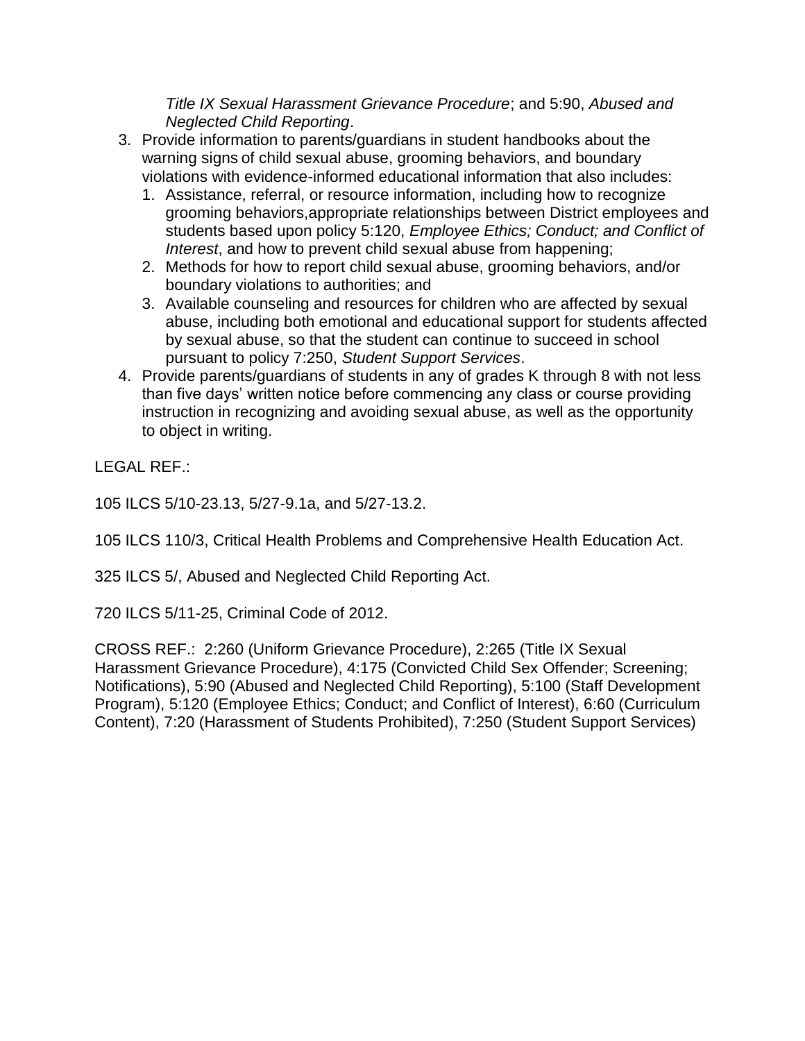*Title IX Sexual Harassment Grievance Procedure*; and 5:90, *Abused and Neglected Child Reporting*.

3. Provide information to parents/guardians in student handbooks about the warning signs of child sexual abuse, grooming behaviors, and boundary violations with evidence-informed educational information that also includes:
    1. Assistance, referral, or resource information, including how to recognize grooming behaviors,appropriate relationships between District employees and students based upon policy 5:120, *Employee Ethics; Conduct; and Conflict of Interest*, and how to prevent child sexual abuse from happening;
    2. Methods for how to report child sexual abuse, grooming behaviors, and/or boundary violations to authorities; and
    3. Available counseling and resources for children who are affected by sexual abuse, including both emotional and educational support for students affected by sexual abuse, so that the student can continue to succeed in school pursuant to policy 7:250, *Student Support Services*.
4. Provide parents/guardians of students in any of grades K through 8 with not less than five days' written notice before commencing any class or course providing instruction in recognizing and avoiding sexual abuse, as well as the opportunity to object in writing.

LEGAL REF.:

105 ILCS 5/10-23.13, 5/27-9.1a, and 5/27-13.2.

105 ILCS 110/3, Critical Health Problems and Comprehensive Health Education Act.

325 ILCS 5/, Abused and Neglected Child Reporting Act.

720 ILCS 5/11-25, Criminal Code of 2012.

CROSS REF.: 2:260 (Uniform Grievance Procedure), 2:265 (Title IX Sexual Harassment Grievance Procedure), 4:175 (Convicted Child Sex Offender; Screening; Notifications), 5:90 (Abused and Neglected Child Reporting), 5:100 (Staff Development Program), 5:120 (Employee Ethics; Conduct; and Conflict of Interest), 6:60 (Curriculum Content), 7:20 (Harassment of Students Prohibited), 7:250 (Student Support Services)